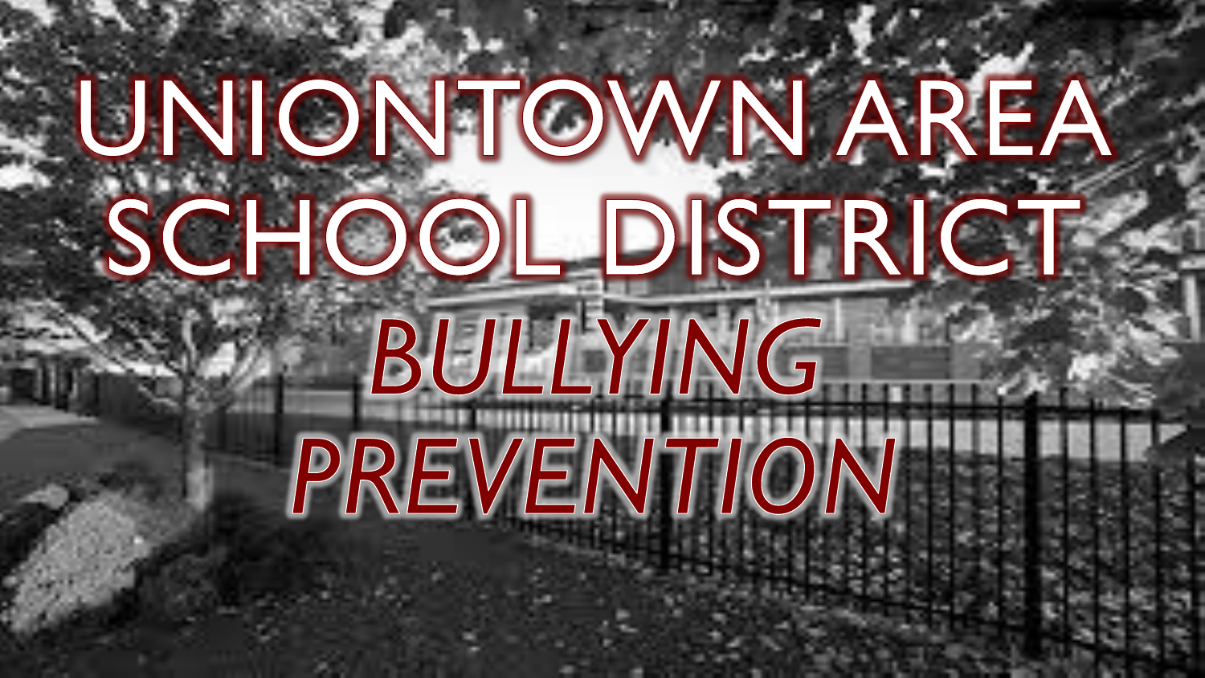# UNIONTOWN AREA SCHOOL DISTRICT

## *BULLYING PREVENTION*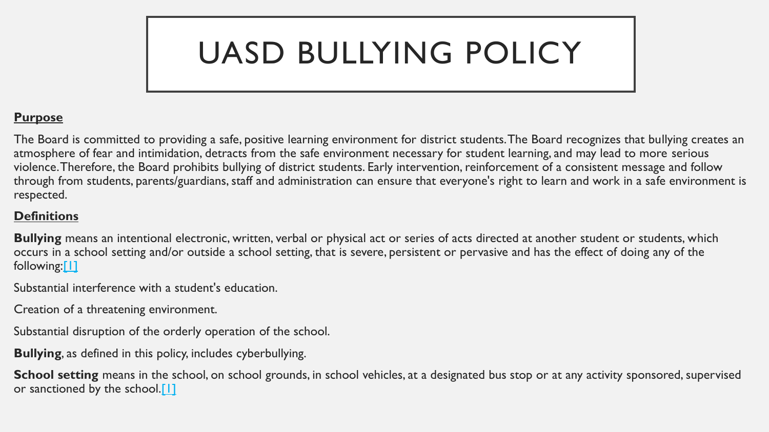# UASD BULLYING POLICY

**Purpose**

The Board is committed to providing a safe, positive learning environment for district students. The Board recognizes that bullying creates an atmosphere of fear and intimidation, detracts from the safe environment necessary for student learning, and may lead to more serious violence. Therefore, the Board prohibits bullying of district students. Early intervention, reinforcement of a consistent message and follow through from students, parents/guardians, staff and administration can ensure that everyone's right to learn and work in a safe environment is respected.

**Definitions**

**Bullying** means an intentional electronic, written, verbal or physical act or series of acts directed at another student or students, which occurs in a school setting and/or outside a school setting, that is severe, persistent or pervasive and has the effect of doing any of the following:[1]

Substantial interference with a student's education.

Creation of a threatening environment.

Substantial disruption of the orderly operation of the school.

**Bullying**, as defined in this policy, includes cyberbullying.

**School setting** means in the school, on school grounds, in school vehicles, at a designated bus stop or at any activity sponsored, supervised or sanctioned by the school.[1]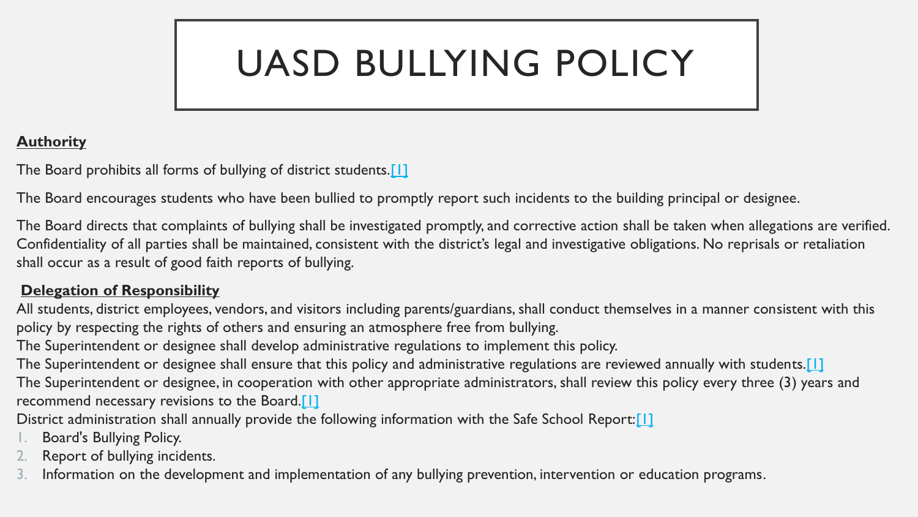# UASD BULLYING POLICY

**Authority**

The Board prohibits all forms of bullying of district students.[1]

The Board encourages students who have been bullied to promptly report such incidents to the building principal or designee.

The Board directs that complaints of bullying shall be investigated promptly, and corrective action shall be taken when allegations are verified. Confidentiality of all parties shall be maintained, consistent with the district's legal and investigative obligations. No reprisals or retaliation shall occur as a result of good faith reports of bullying.

**Delegation of Responsibility**

All students, district employees, vendors, and visitors including parents/guardians, shall conduct themselves in a manner consistent with this policy by respecting the rights of others and ensuring an atmosphere free from bullying.

The Superintendent or designee shall develop administrative regulations to implement this policy.

The Superintendent or designee shall ensure that this policy and administrative regulations are reviewed annually with students.[1]

The Superintendent or designee, in cooperation with other appropriate administrators, shall review this policy every three (3) years and recommend necessary revisions to the Board.[1]

District administration shall annually provide the following information with the Safe School Report:[1]

1. Board's Bullying Policy.
2. Report of bullying incidents.
3. Information on the development and implementation of any bullying prevention, intervention or education programs.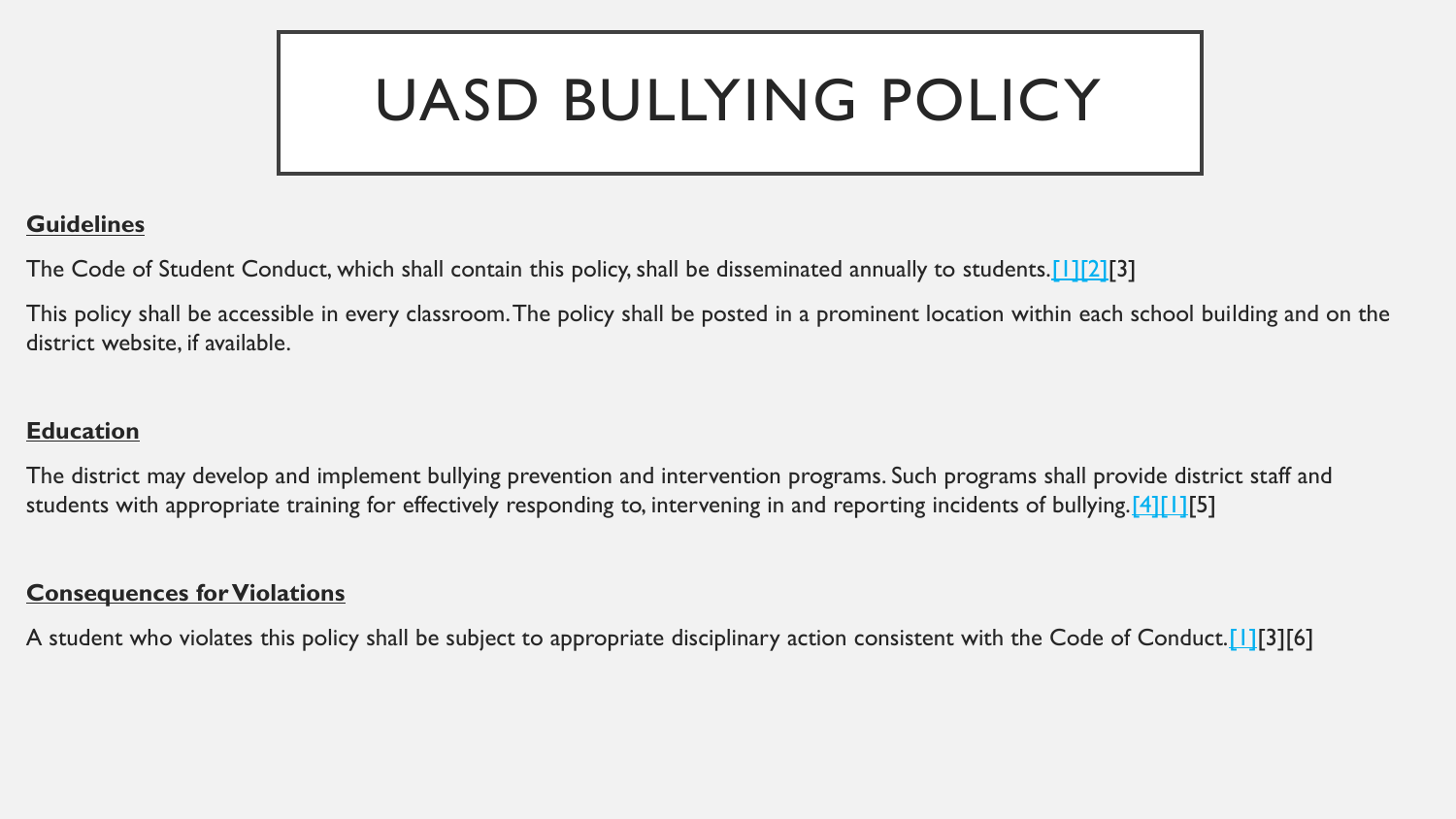# UASD BULLYING POLICY

**Guidelines**

The Code of Student Conduct, which shall contain this policy, shall be disseminated annually to students.[1][2][3]

This policy shall be accessible in every classroom. The policy shall be posted in a prominent location within each school building and on the district website, if available.

**Education**

The district may develop and implement bullying prevention and intervention programs. Such programs shall provide district staff and students with appropriate training for effectively responding to, intervening in and reporting incidents of bullying.[4][1][5]

**Consequences for Violations**

A student who violates this policy shall be subject to appropriate disciplinary action consistent with the Code of Conduct.[1][3][6]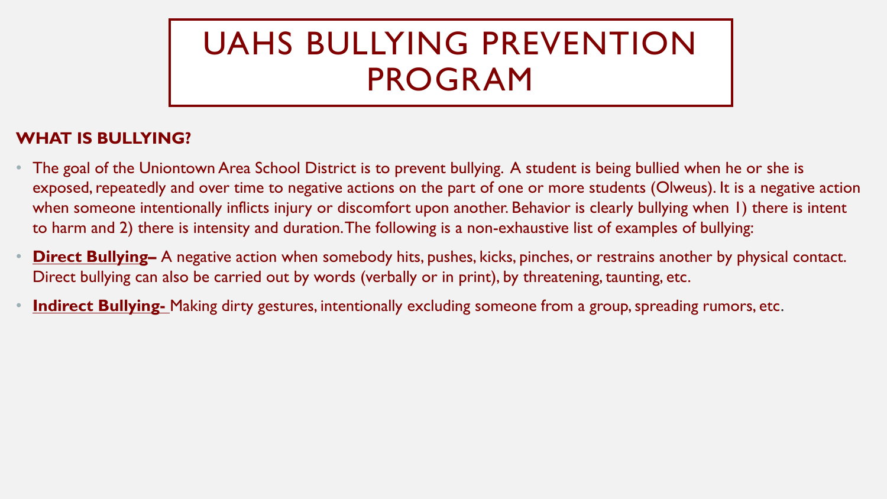# UAHS BULLYING PREVENTION PROGRAM

**WHAT IS BULLYING?**

- The goal of the Uniontown Area School District is to prevent bullying. A student is being bullied when he or she is exposed, repeatedly and over time to negative actions on the part of one or more students (Olweus). It is a negative action when someone intentionally inflicts injury or discomfort upon another. Behavior is clearly bullying when 1) there is intent to harm and 2) there is intensity and duration. The following is a non-exhaustive list of examples of bullying:
- **Direct Bullying–** A negative action when somebody hits, pushes, kicks, pinches, or restrains another by physical contact. Direct bullying can also be carried out by words (verbally or in print), by threatening, taunting, etc.
- **Indirect Bullying-** Making dirty gestures, intentionally excluding someone from a group, spreading rumors, etc.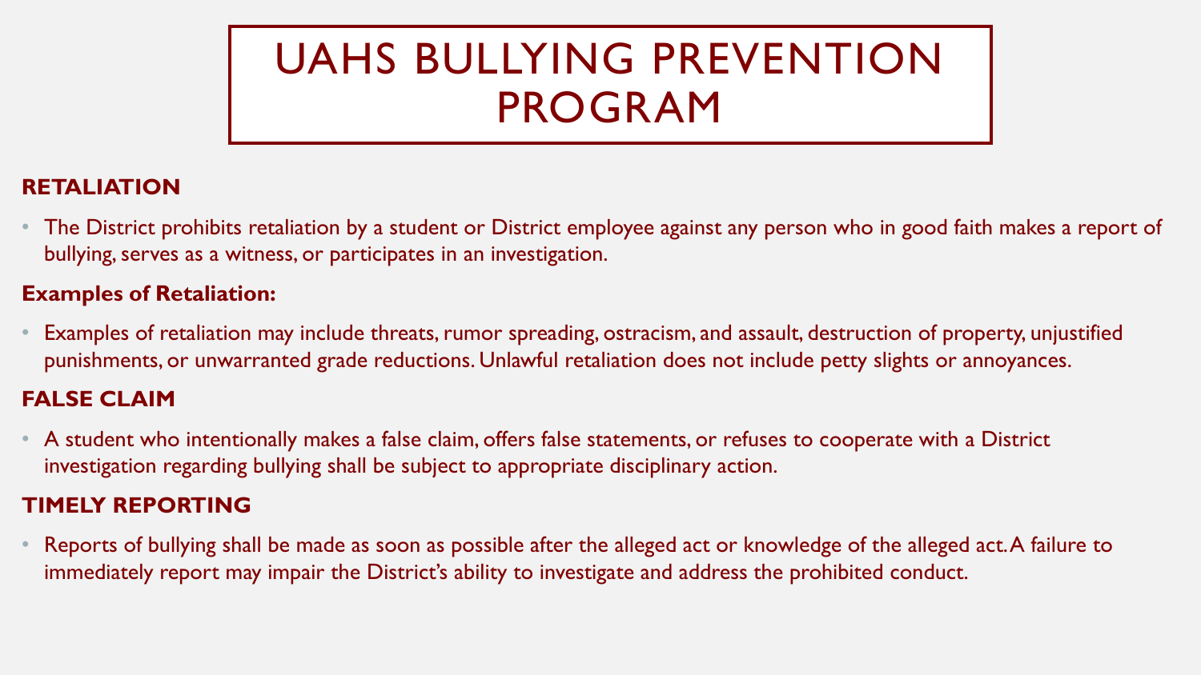# UAHS BULLYING PREVENTION PROGRAM

## RETALIATION

- The District prohibits retaliation by a student or District employee against any person who in good faith makes a report of bullying, serves as a witness, or participates in an investigation.

### Examples of Retaliation:

- Examples of retaliation may include threats, rumor spreading, ostracism, and assault, destruction of property, unjustified punishments, or unwarranted grade reductions. Unlawful retaliation does not include petty slights or annoyances.

## FALSE CLAIM

- A student who intentionally makes a false claim, offers false statements, or refuses to cooperate with a District investigation regarding bullying shall be subject to appropriate disciplinary action.

## TIMELY REPORTING

- Reports of bullying shall be made as soon as possible after the alleged act or knowledge of the alleged act. A failure to immediately report may impair the District's ability to investigate and address the prohibited conduct.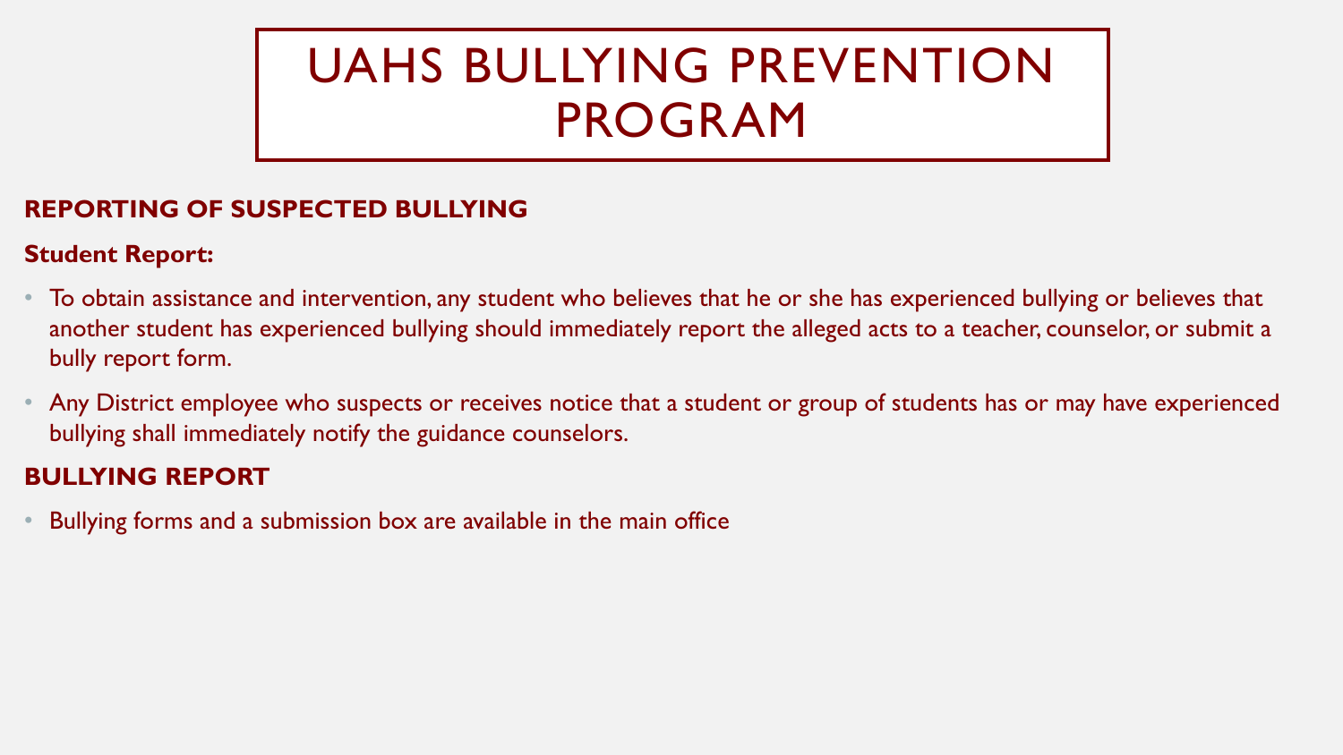# UAHS BULLYING PREVENTION PROGRAM

## REPORTING OF SUSPECTED BULLYING

### Student Report:

- To obtain assistance and intervention, any student who believes that he or she has experienced bullying or believes that another student has experienced bullying should immediately report the alleged acts to a teacher, counselor, or submit a bully report form.
- Any District employee who suspects or receives notice that a student or group of students has or may have experienced bullying shall immediately notify the guidance counselors.

## BULLYING REPORT

- Bullying forms and a submission box are available in the main office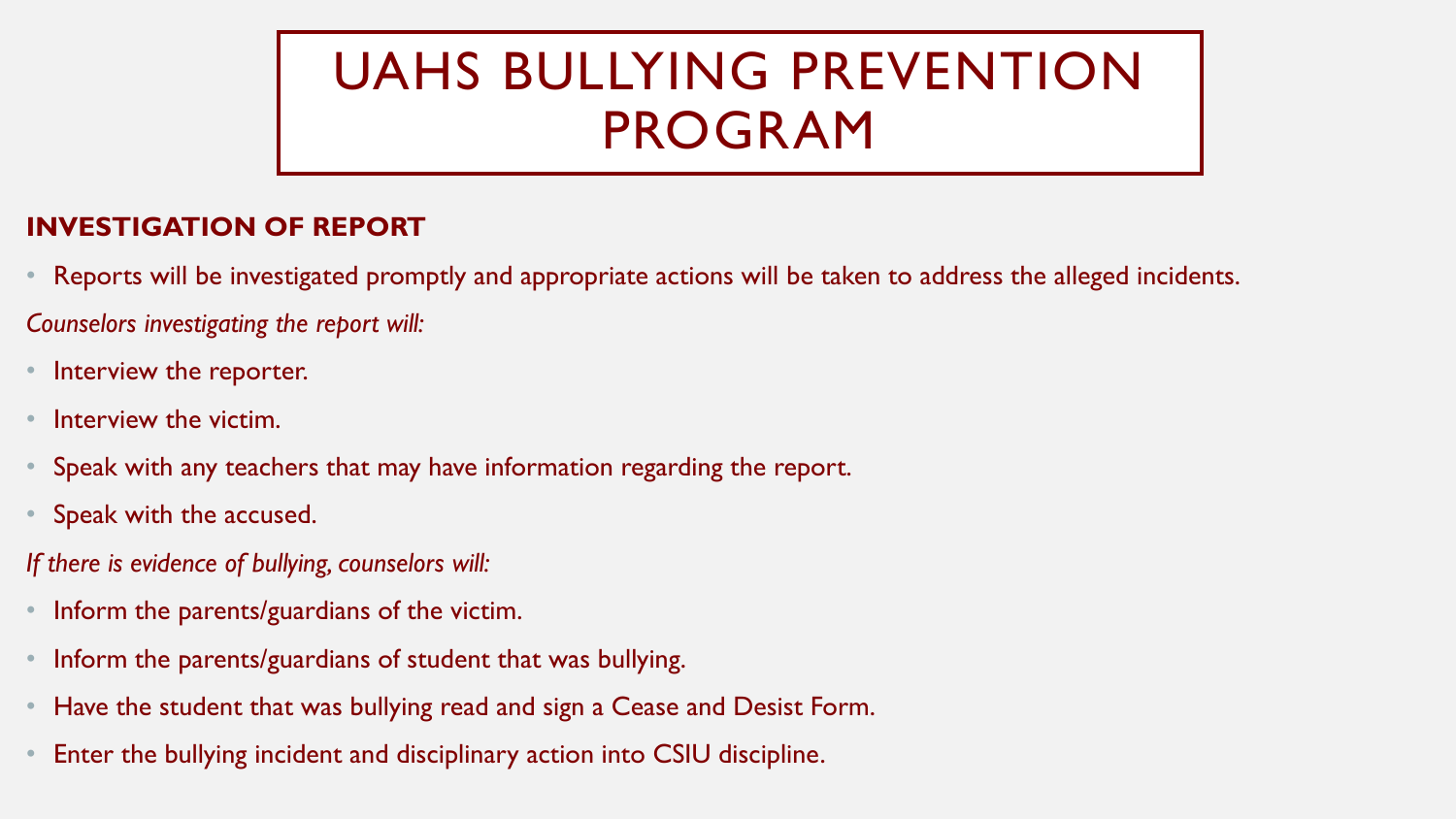# UAHS BULLYING PREVENTION PROGRAM

**INVESTIGATION OF REPORT**

- Reports will be investigated promptly and appropriate actions will be taken to address the alleged incidents.

*Counselors investigating the report will:*

- Interview the reporter.
- Interview the victim.
- Speak with any teachers that may have information regarding the report.
- Speak with the accused.

*If there is evidence of bullying, counselors will:*

- Inform the parents/guardians of the victim.
- Inform the parents/guardians of student that was bullying.
- Have the student that was bullying read and sign a Cease and Desist Form.
- Enter the bullying incident and disciplinary action into CSIU discipline.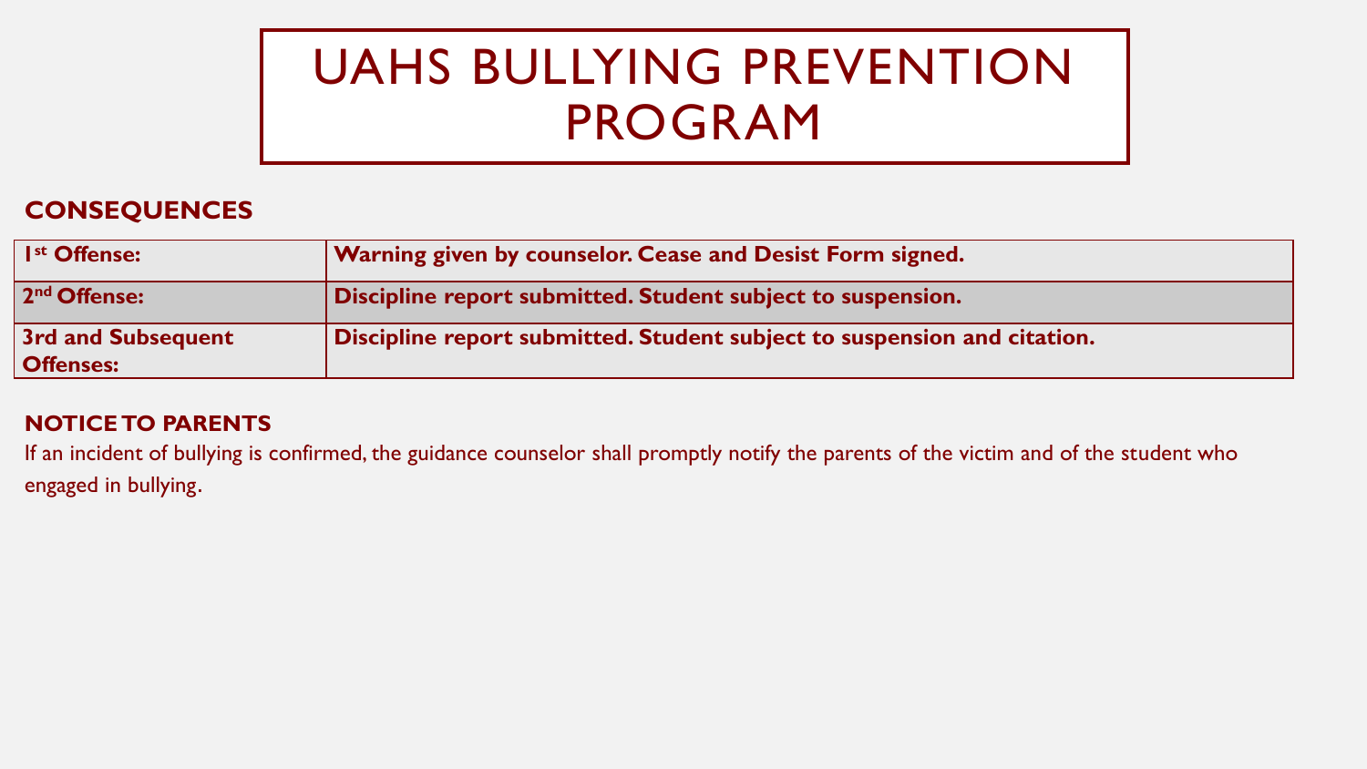# UAHS BULLYING PREVENTION PROGRAM

## CONSEQUENCES

| | |
|---|---|
| **1st Offense:** | **Warning given by counselor. Cease and Desist Form signed.** |
| **2nd Offense:** | **Discipline report submitted. Student subject to suspension.** |
| **3rd and Subsequent Offenses:** | **Discipline report submitted. Student subject to suspension and citation.** |

## NOTICE TO PARENTS

If an incident of bullying is confirmed, the guidance counselor shall promptly notify the parents of the victim and of the student who engaged in bullying.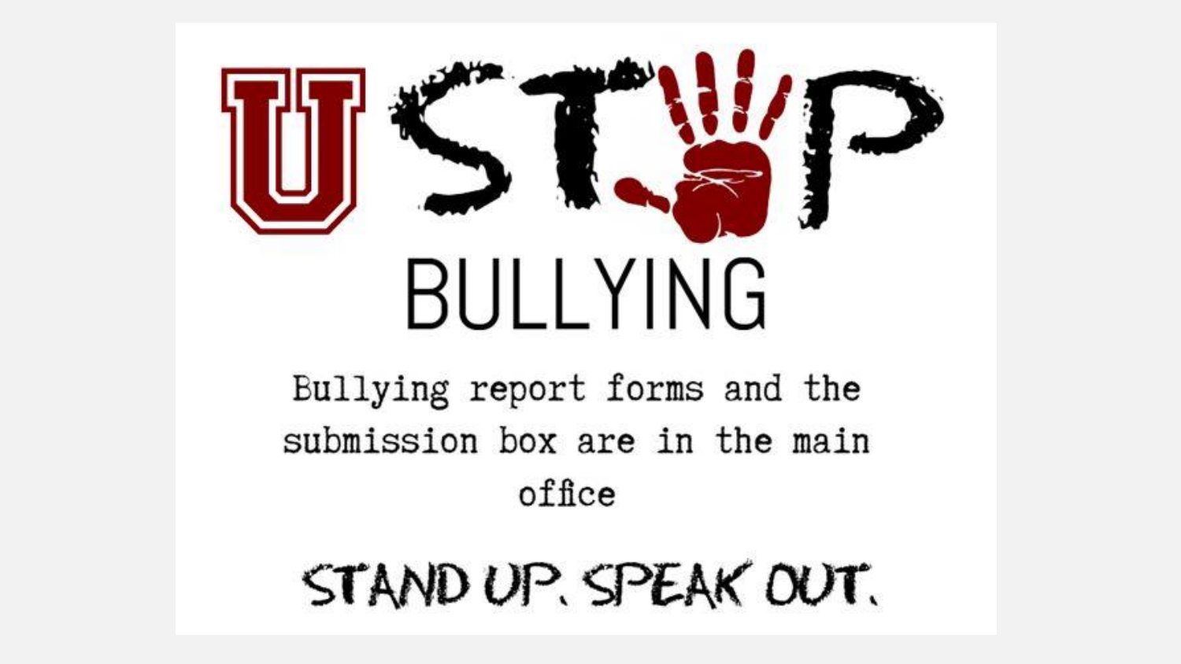# U STOP BULLYING

Bullying report forms and the submission box are in the main office

STAND UP. SPEAK OUT.